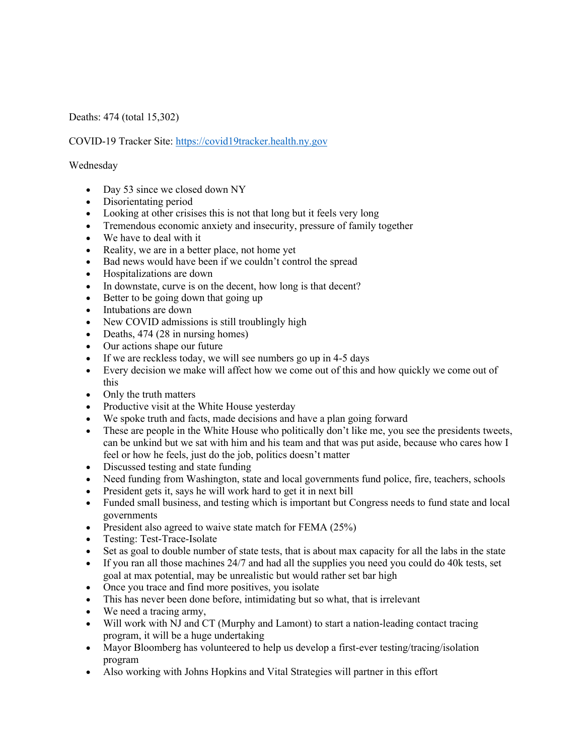Deaths: 474 (total 15,302)

COVID-19 Tracker Site: https://covid19tracker.health.ny.gov

Wednesday

- Day 53 since we closed down NY
- Disorientating period
- Looking at other crisises this is not that long but it feels very long
- Tremendous economic anxiety and insecurity, pressure of family together
- We have to deal with it
- Reality, we are in a better place, not home yet
- Bad news would have been if we couldn't control the spread
- Hospitalizations are down
- In downstate, curve is on the decent, how long is that decent?
- Better to be going down that going up
- Intubations are down
- New COVID admissions is still troublingly high
- Deaths, 474 (28 in nursing homes)
- Our actions shape our future
- If we are reckless today, we will see numbers go up in 4-5 days
- Every decision we make will affect how we come out of this and how quickly we come out of this
- Only the truth matters
- Productive visit at the White House yesterday
- We spoke truth and facts, made decisions and have a plan going forward
- These are people in the White House who politically don't like me, you see the presidents tweets, can be unkind but we sat with him and his team and that was put aside, because who cares how I feel or how he feels, just do the job, politics doesn't matter
- Discussed testing and state funding
- Need funding from Washington, state and local governments fund police, fire, teachers, schools
- President gets it, says he will work hard to get it in next bill
- Funded small business, and testing which is important but Congress needs to fund state and local governments
- President also agreed to waive state match for FEMA (25%)
- Testing: Test-Trace-Isolate
- Set as goal to double number of state tests, that is about max capacity for all the labs in the state
- If you ran all those machines 24/7 and had all the supplies you need you could do 40k tests, set goal at max potential, may be unrealistic but would rather set bar high
- Once you trace and find more positives, you isolate
- This has never been done before, intimidating but so what, that is irrelevant
- We need a tracing army,
- Will work with NJ and CT (Murphy and Lamont) to start a nation-leading contact tracing program, it will be a huge undertaking
- Mayor Bloomberg has volunteered to help us develop a first-ever testing/tracing/isolation program
- Also working with Johns Hopkins and Vital Strategies will partner in this effort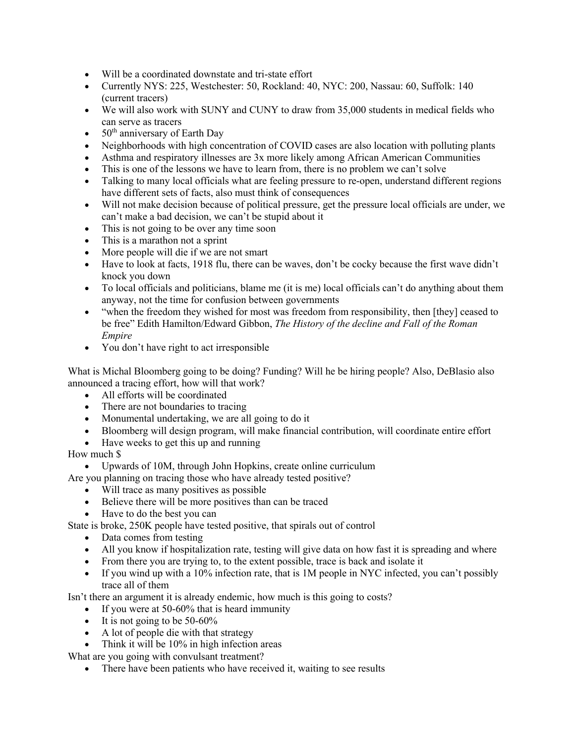- Will be a coordinated downstate and tri-state effort
- Currently NYS: 225, Westchester: 50, Rockland: 40, NYC: 200, Nassau: 60, Suffolk: 140 (current tracers)
- We will also work with SUNY and CUNY to draw from 35,000 students in medical fields who can serve as tracers
- 50th anniversary of Earth Day
- Neighborhoods with high concentration of COVID cases are also location with polluting plants
- Asthma and respiratory illnesses are 3x more likely among African American Communities
- This is one of the lessons we have to learn from, there is no problem we can't solve
- Talking to many local officials what are feeling pressure to re-open, understand different regions have different sets of facts, also must think of consequences
- Will not make decision because of political pressure, get the pressure local officials are under, we can't make a bad decision, we can't be stupid about it
- This is not going to be over any time soon
- This is a marathon not a sprint
- More people will die if we are not smart
- Have to look at facts, 1918 flu, there can be waves, don't be cocky because the first wave didn't knock you down
- To local officials and politicians, blame me (it is me) local officials can't do anything about them anyway, not the time for confusion between governments
- "when the freedom they wished for most was freedom from responsibility, then [they] ceased to be free" Edith Hamilton/Edward Gibbon, *The History of the decline and Fall of the Roman Empire*
- You don't have right to act irresponsible

What is Michal Bloomberg going to be doing? Funding? Will he be hiring people? Also, DeBlasio also announced a tracing effort, how will that work?

- All efforts will be coordinated
- There are not boundaries to tracing
- Monumental undertaking, we are all going to do it
- Bloomberg will design program, will make financial contribution, will coordinate entire effort
- Have weeks to get this up and running

How much $

- Upwards of 10M, through John Hopkins, create online curriculum

Are you planning on tracing those who have already tested positive?

- Will trace as many positives as possible
- Believe there will be more positives than can be traced
- Have to do the best you can

State is broke, 250K people have tested positive, that spirals out of control

- Data comes from testing
- All you know if hospitalization rate, testing will give data on how fast it is spreading and where
- From there you are trying to, to the extent possible, trace is back and isolate it
- If you wind up with a 10% infection rate, that is 1M people in NYC infected, you can't possibly trace all of them

Isn't there an argument it is already endemic, how much is this going to costs?

- If you were at 50-60% that is heard immunity
- It is not going to be 50-60%
- A lot of people die with that strategy
- Think it will be 10% in high infection areas

What are you going with convulsant treatment?

- There have been patients who have received it, waiting to see results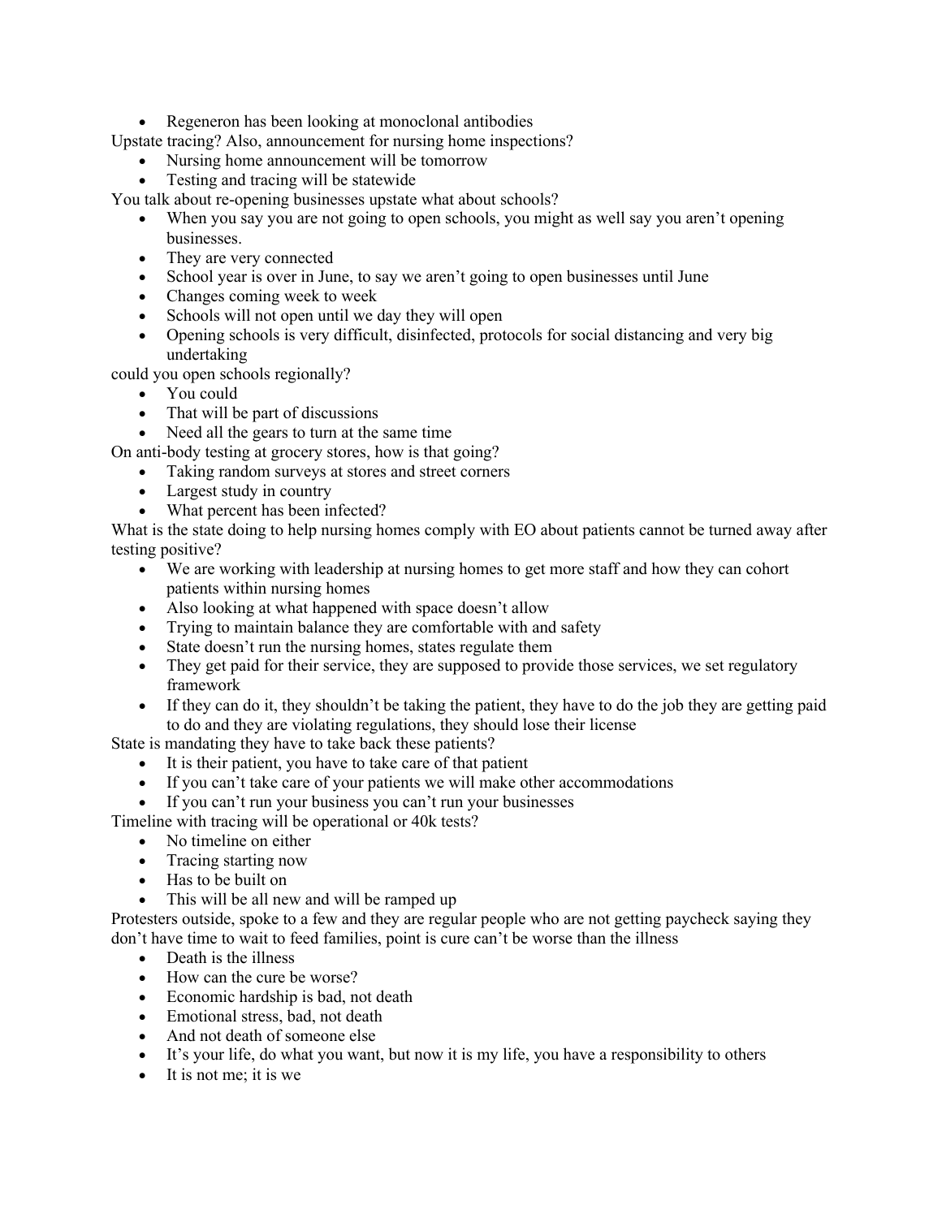- Regeneron has been looking at monoclonal antibodies

Upstate tracing? Also, announcement for nursing home inspections?

- Nursing home announcement will be tomorrow
- Testing and tracing will be statewide

You talk about re-opening businesses upstate what about schools?

- When you say you are not going to open schools, you might as well say you aren't opening businesses.
- They are very connected
- School year is over in June, to say we aren't going to open businesses until June
- Changes coming week to week
- Schools will not open until we day they will open
- Opening schools is very difficult, disinfected, protocols for social distancing and very big undertaking

could you open schools regionally?

- You could
- That will be part of discussions
- Need all the gears to turn at the same time

On anti-body testing at grocery stores, how is that going?

- Taking random surveys at stores and street corners
- Largest study in country
- What percent has been infected?

What is the state doing to help nursing homes comply with EO about patients cannot be turned away after testing positive?

- We are working with leadership at nursing homes to get more staff and how they can cohort patients within nursing homes
- Also looking at what happened with space doesn't allow
- Trying to maintain balance they are comfortable with and safety
- State doesn't run the nursing homes, states regulate them
- They get paid for their service, they are supposed to provide those services, we set regulatory framework
- If they can do it, they shouldn't be taking the patient, they have to do the job they are getting paid to do and they are violating regulations, they should lose their license

State is mandating they have to take back these patients?

- It is their patient, you have to take care of that patient
- If you can't take care of your patients we will make other accommodations
- If you can't run your business you can't run your businesses

Timeline with tracing will be operational or 40k tests?

- No timeline on either
- Tracing starting now
- Has to be built on
- This will be all new and will be ramped up

Protesters outside, spoke to a few and they are regular people who are not getting paycheck saying they don't have time to wait to feed families, point is cure can't be worse than the illness

- Death is the illness
- How can the cure be worse?
- Economic hardship is bad, not death
- Emotional stress, bad, not death
- And not death of someone else
- It's your life, do what you want, but now it is my life, you have a responsibility to others
- It is not me; it is we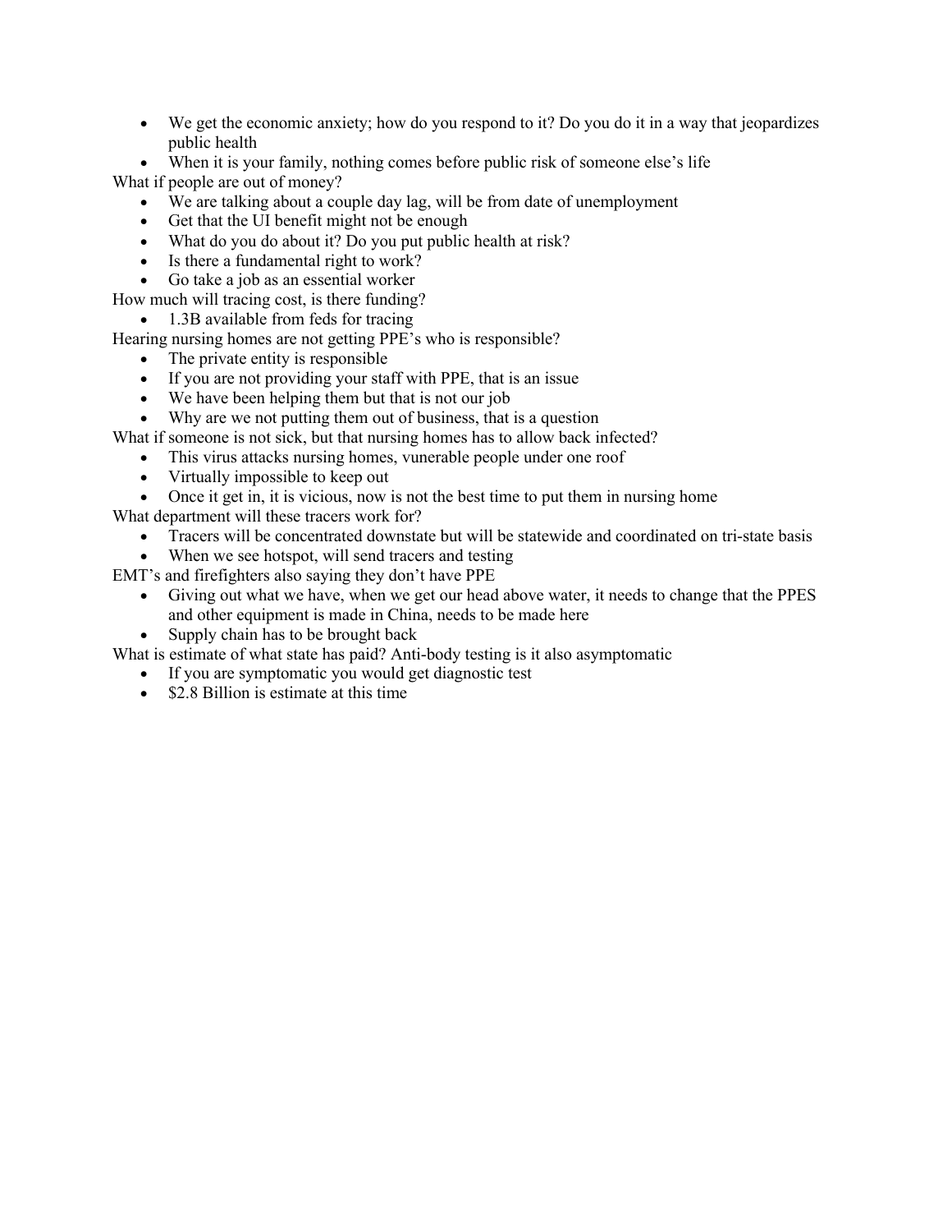- We get the economic anxiety; how do you respond to it? Do you do it in a way that jeopardizes public health
- When it is your family, nothing comes before public risk of someone else's life

What if people are out of money?

- We are talking about a couple day lag, will be from date of unemployment
- Get that the UI benefit might not be enough
- What do you do about it? Do you put public health at risk?
- Is there a fundamental right to work?
- Go take a job as an essential worker

How much will tracing cost, is there funding?

- 1.3B available from feds for tracing

Hearing nursing homes are not getting PPE's who is responsible?

- The private entity is responsible
- If you are not providing your staff with PPE, that is an issue
- We have been helping them but that is not our job
- Why are we not putting them out of business, that is a question

What if someone is not sick, but that nursing homes has to allow back infected?

- This virus attacks nursing homes, vunerable people under one roof
- Virtually impossible to keep out
- Once it get in, it is vicious, now is not the best time to put them in nursing home

What department will these tracers work for?

- Tracers will be concentrated downstate but will be statewide and coordinated on tri-state basis
- When we see hotspot, will send tracers and testing

EMT's and firefighters also saying they don't have PPE

- Giving out what we have, when we get our head above water, it needs to change that the PPES and other equipment is made in China, needs to be made here
- Supply chain has to be brought back

What is estimate of what state has paid? Anti-body testing is it also asymptomatic

- If you are symptomatic you would get diagnostic test
- $2.8 Billion is estimate at this time